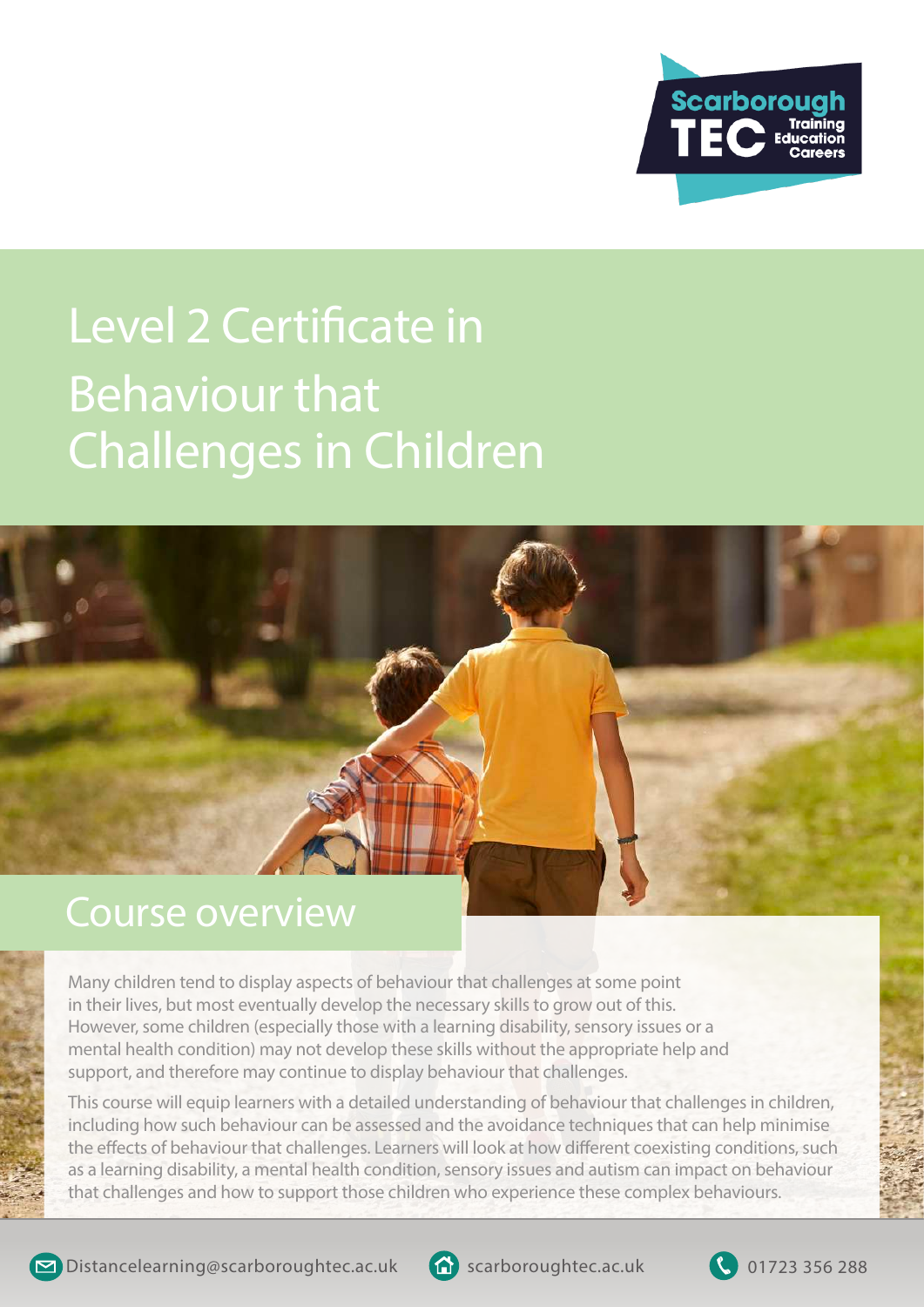Scarborough TEC Training Education Careers

# Level 2 Certificate in Behaviour that Challenges in Children

## Course overview

Many children tend to display aspects of behaviour that challenges at some point in their lives, but most eventually develop the necessary skills to grow out of this. However, some children (especially those with a learning disability, sensory issues or a mental health condition) may not develop these skills without the appropriate help and support, and therefore may continue to display behaviour that challenges.

This course will equip learners with a detailed understanding of behaviour that challenges in children, including how such behaviour can be assessed and the avoidance techniques that can help minimise the effects of behaviour that challenges. Learners will look at how different coexisting conditions, such as a learning disability, a mental health condition, sensory issues and autism can impact on behaviour that challenges and how to support those children who experience these complex behaviours.

Distancelearning@scarboroughtec.ac.uk scarboroughtec.ac.uk 01723 356 288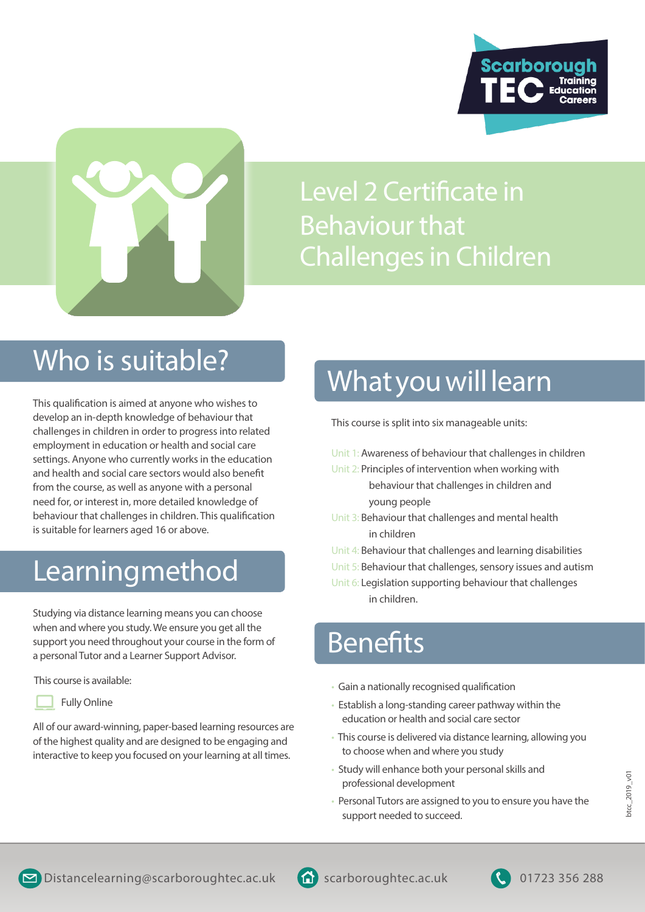Scarborough TEC Training Education Careers

# Level 2 Certificate in Behaviour that Challenges in Children

## Who is suitable?

This qualification is aimed at anyone who wishes to develop an in-depth knowledge of behaviour that challenges in children in order to progress into related employment in education or health and social care settings. Anyone who currently works in the education and health and social care sectors would also benefit from the course, as well as anyone with a personal need for, or interest in, more detailed knowledge of behaviour that challenges in children. This qualification is suitable for learners aged 16 or above.

## Learning method

Studying via distance learning means you can choose when and where you study. We ensure you get all the support you need throughout your course in the form of a personal Tutor and a Learner Support Advisor.

This course is available:

- Fully Online

All of our award-winning, paper-based learning resources are of the highest quality and are designed to be engaging and interactive to keep you focused on your learning at all times.

## What you will learn

This course is split into six manageable units:

- Unit 1: Awareness of behaviour that challenges in children
- Unit 2: Principles of intervention when working with behaviour that challenges in children and young people
- Unit 3: Behaviour that challenges and mental health in children
- Unit 4: Behaviour that challenges and learning disabilities
- Unit 5: Behaviour that challenges, sensory issues and autism
- Unit 6: Legislation supporting behaviour that challenges in children.

## Benefits

- Gain a nationally recognised qualification
- Establish a long-standing career pathway within the education or health and social care sector
- This course is delivered via distance learning, allowing you to choose when and where you study
- Study will enhance both your personal skills and professional development
- Personal Tutors are assigned to you to ensure you have the support needed to succeed.

btcc_2019_v01

Distancelearning@scarboroughtec.ac.uk | scarboroughtec.ac.uk | 01723 356 288